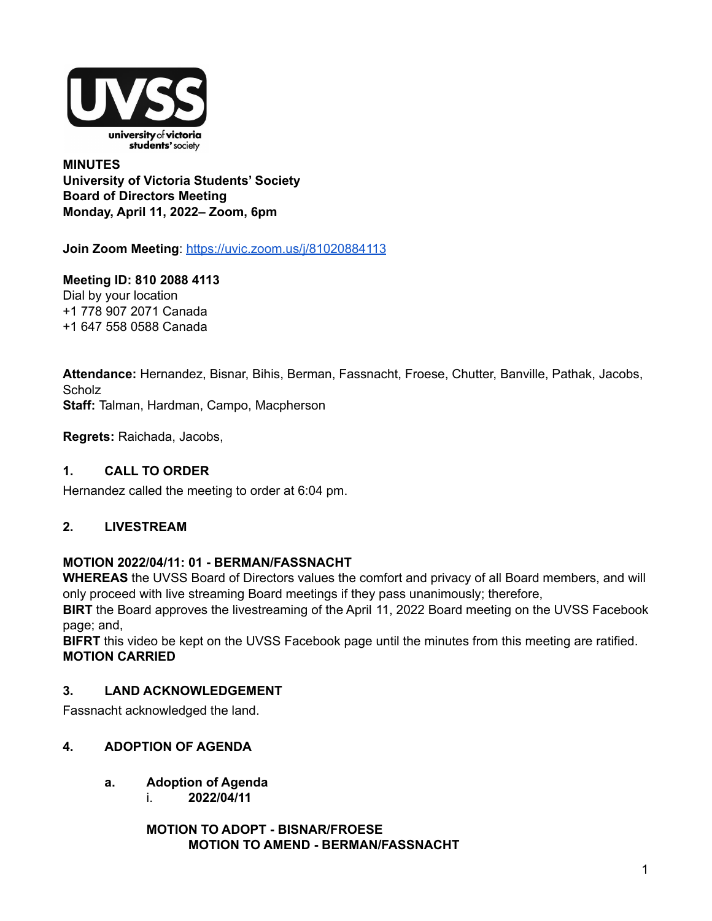**MINUTES**
**University of Victoria Students' Society**
**Board of Directors Meeting**
**Monday, April 11, 2022– Zoom, 6pm**

**Join Zoom Meeting**: https://uvic.zoom.us/j/81020884113

**Meeting ID: 810 2088 4113**
Dial by your location
+1 778 907 2071 Canada
+1 647 558 0588 Canada

**Attendance:** Hernandez, Bisnar, Bihis, Berman, Fassnacht, Froese, Chutter, Banville, Pathak, Jacobs, Scholz
**Staff:** Talman, Hardman, Campo, Macpherson

**Regrets:** Raichada, Jacobs,

## 1. CALL TO ORDER

Hernandez called the meeting to order at 6:04 pm.

## 2. LIVESTREAM

**MOTION 2022/04/11: 01 - BERMAN/FASSNACHT**
**WHEREAS** the UVSS Board of Directors values the comfort and privacy of all Board members, and will only proceed with live streaming Board meetings if they pass unanimously; therefore,
**BIRT** the Board approves the livestreaming of the April 11, 2022 Board meeting on the UVSS Facebook page; and,
**BIFRT** this video be kept on the UVSS Facebook page until the minutes from this meeting are ratified.
**MOTION CARRIED**

## 3. LAND ACKNOWLEDGEMENT

Fassnacht acknowledged the land.

## 4. ADOPTION OF AGENDA

### a. Adoption of Agenda

i. **2022/04/11**

**MOTION TO ADOPT - BISNAR/FROESE**
**MOTION TO AMEND - BERMAN/FASSNACHT**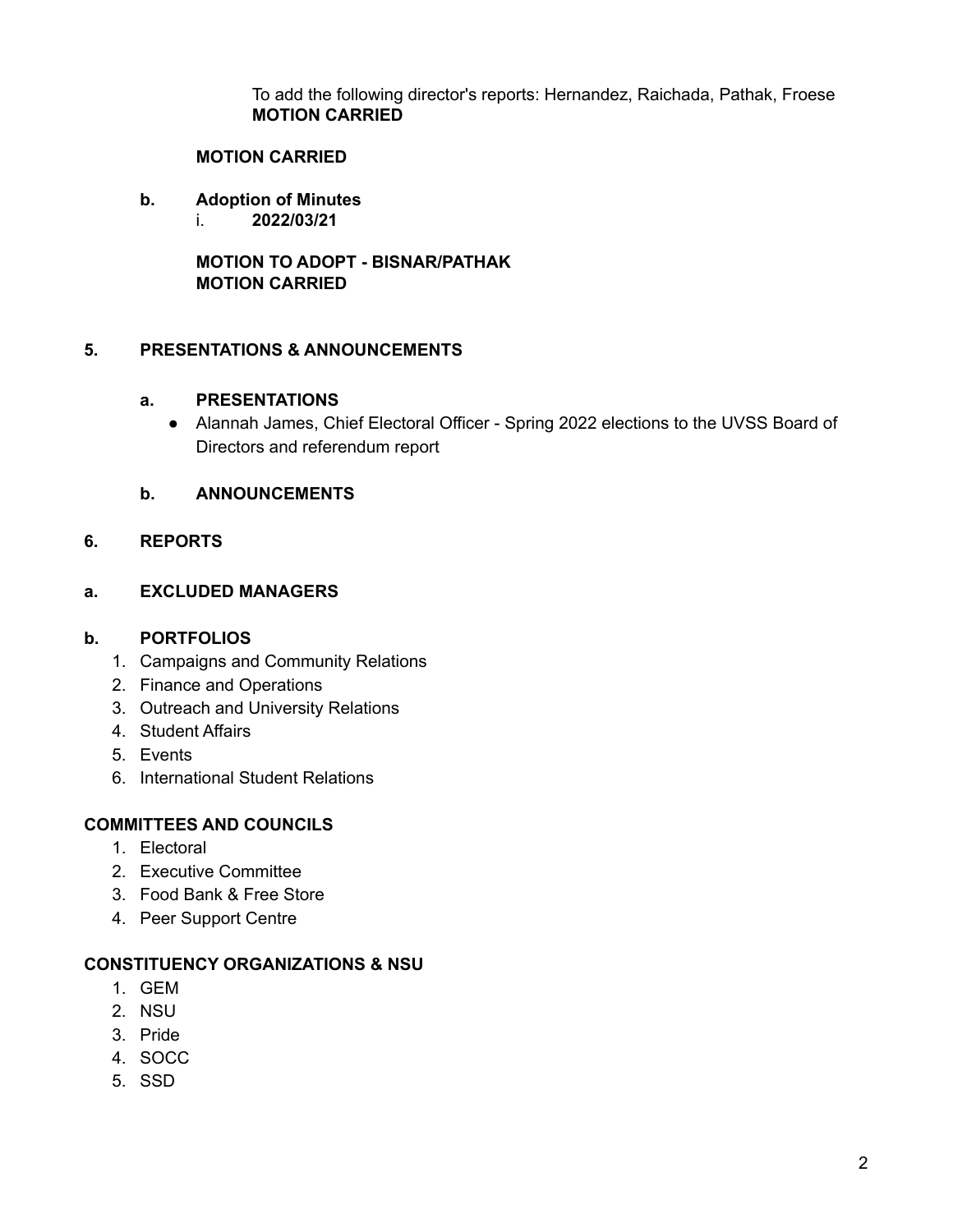To add the following director's reports: Hernandez, Raichada, Pathak, Froese
**MOTION CARRIED**

**MOTION CARRIED**

**b. Adoption of Minutes**

i. **2022/03/21**

**MOTION TO ADOPT - BISNAR/PATHAK**
**MOTION CARRIED**

## 5. PRESENTATIONS & ANNOUNCEMENTS

### a. PRESENTATIONS

- Alannah James, Chief Electoral Officer - Spring 2022 elections to the UVSS Board of Directors and referendum report

### b. ANNOUNCEMENTS

## 6. REPORTS

### a. EXCLUDED MANAGERS

### b. PORTFOLIOS

1. Campaigns and Community Relations
2. Finance and Operations
3. Outreach and University Relations
4. Student Affairs
5. Events
6. International Student Relations

### COMMITTEES AND COUNCILS

1. Electoral
2. Executive Committee
3. Food Bank & Free Store
4. Peer Support Centre

### CONSTITUENCY ORGANIZATIONS & NSU

1. GEM
2. NSU
3. Pride
4. SOCC
5. SSD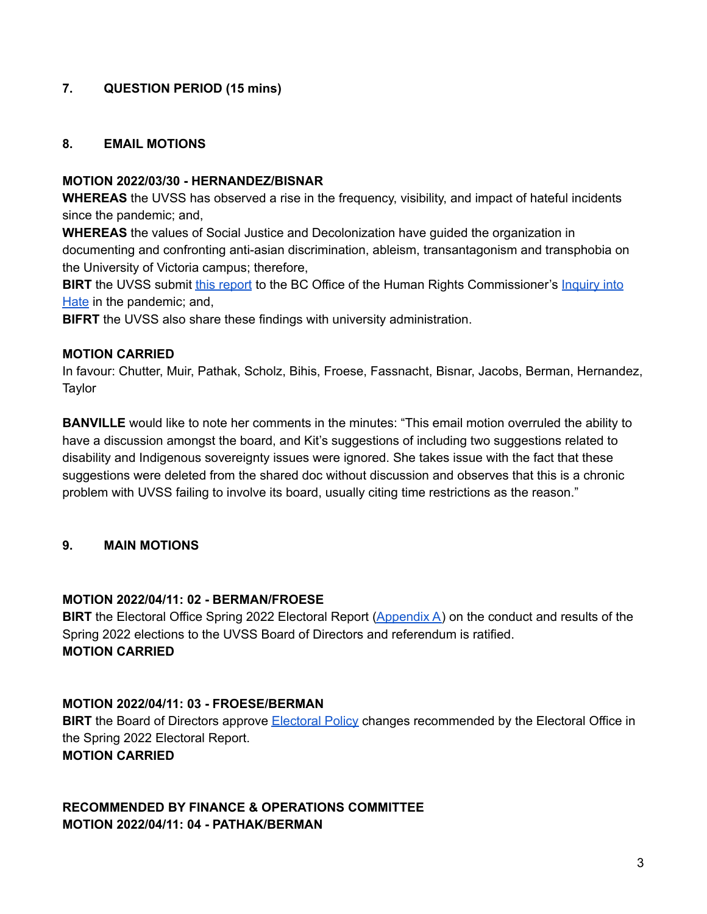## 7. QUESTION PERIOD (15 mins)

## 8. EMAIL MOTIONS

**MOTION 2022/03/30 - HERNANDEZ/BISNAR**
**WHEREAS** the UVSS has observed a rise in the frequency, visibility, and impact of hateful incidents since the pandemic; and,
**WHEREAS** the values of Social Justice and Decolonization have guided the organization in documenting and confronting anti-asian discrimination, ableism, transantagonism and transphobia on the University of Victoria campus; therefore,
**BIRT** the UVSS submit this report to the BC Office of the Human Rights Commissioner's Inquiry into Hate in the pandemic; and,
**BIFRT** the UVSS also share these findings with university administration.

**MOTION CARRIED**
In favour: Chutter, Muir, Pathak, Scholz, Bihis, Froese, Fassnacht, Bisnar, Jacobs, Berman, Hernandez, Taylor

**BANVILLE** would like to note her comments in the minutes: "This email motion overruled the ability to have a discussion amongst the board, and Kit's suggestions of including two suggestions related to disability and Indigenous sovereignty issues were ignored. She takes issue with the fact that these suggestions were deleted from the shared doc without discussion and observes that this is a chronic problem with UVSS failing to involve its board, usually citing time restrictions as the reason."

## 9. MAIN MOTIONS

**MOTION 2022/04/11: 02 - BERMAN/FROESE**
**BIRT** the Electoral Office Spring 2022 Electoral Report (Appendix A) on the conduct and results of the Spring 2022 elections to the UVSS Board of Directors and referendum is ratified.
**MOTION CARRIED**

**MOTION 2022/04/11: 03 - FROESE/BERMAN**
**BIRT** the Board of Directors approve Electoral Policy changes recommended by the Electoral Office in the Spring 2022 Electoral Report.
**MOTION CARRIED**

**RECOMMENDED BY FINANCE & OPERATIONS COMMITTEE**
**MOTION 2022/04/11: 04 - PATHAK/BERMAN**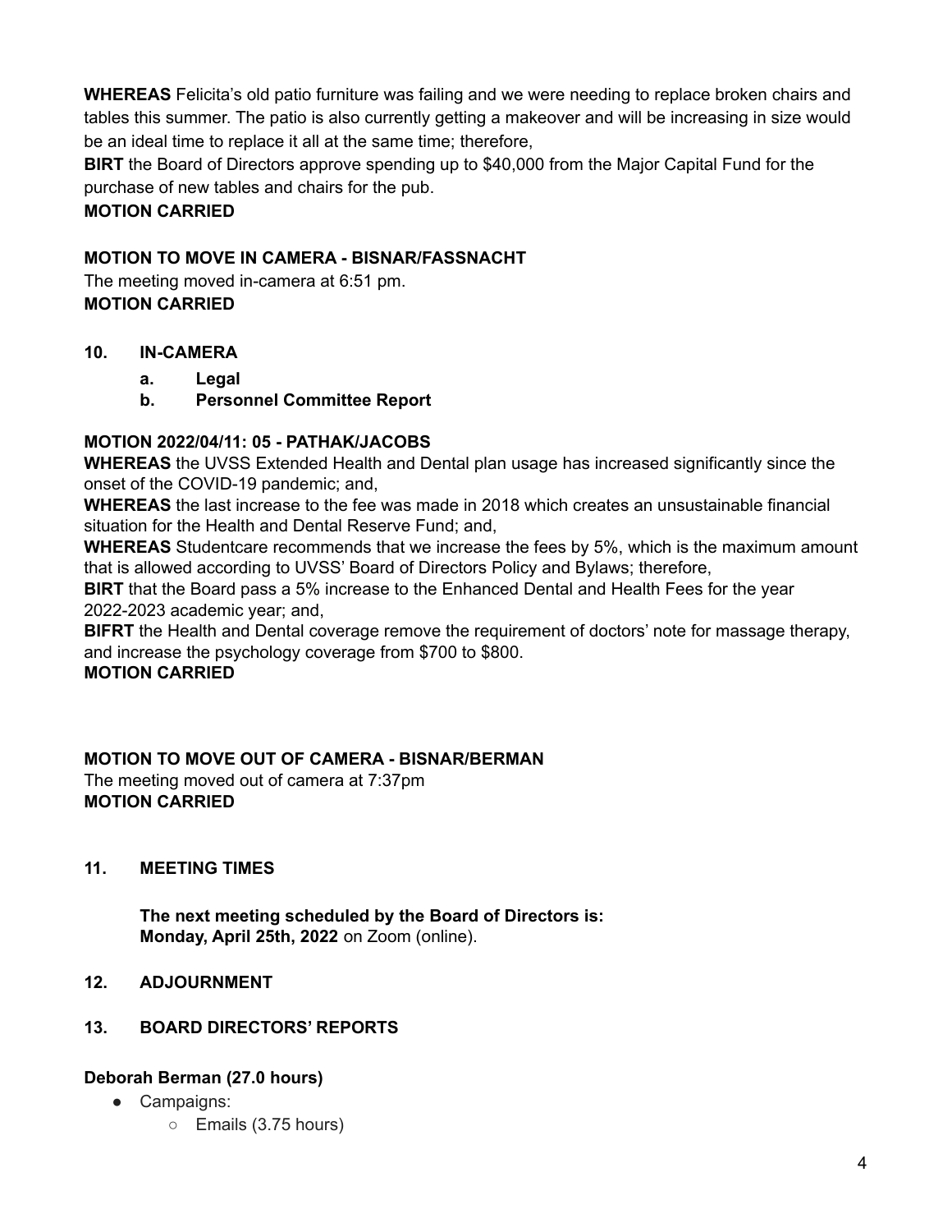**WHEREAS** Felicita's old patio furniture was failing and we were needing to replace broken chairs and tables this summer. The patio is also currently getting a makeover and will be increasing in size would be an ideal time to replace it all at the same time; therefore,
**BIRT** the Board of Directors approve spending up to $40,000 from the Major Capital Fund for the purchase of new tables and chairs for the pub.
**MOTION CARRIED**

**MOTION TO MOVE IN CAMERA - BISNAR/FASSNACHT**
The meeting moved in-camera at 6:51 pm.
**MOTION CARRIED**

## 10. IN-CAMERA

a. **Legal**
b. **Personnel Committee Report**

**MOTION 2022/04/11: 05 - PATHAK/JACOBS**
**WHEREAS** the UVSS Extended Health and Dental plan usage has increased significantly since the onset of the COVID-19 pandemic; and,
**WHEREAS** the last increase to the fee was made in 2018 which creates an unsustainable financial situation for the Health and Dental Reserve Fund; and,
**WHEREAS** Studentcare recommends that we increase the fees by 5%, which is the maximum amount that is allowed according to UVSS' Board of Directors Policy and Bylaws; therefore,
**BIRT** that the Board pass a 5% increase to the Enhanced Dental and Health Fees for the year 2022-2023 academic year; and,
**BIFRT** the Health and Dental coverage remove the requirement of doctors' note for massage therapy, and increase the psychology coverage from $700 to $800.
**MOTION CARRIED**

**MOTION TO MOVE OUT OF CAMERA - BISNAR/BERMAN**
The meeting moved out of camera at 7:37pm
**MOTION CARRIED**

## 11. MEETING TIMES

**The next meeting scheduled by the Board of Directors is:**
**Monday, April 25th, 2022** on Zoom (online).

## 12. ADJOURNMENT

## 13. BOARD DIRECTORS' REPORTS

**Deborah Berman (27.0 hours)**

- Campaigns:
  - Emails (3.75 hours)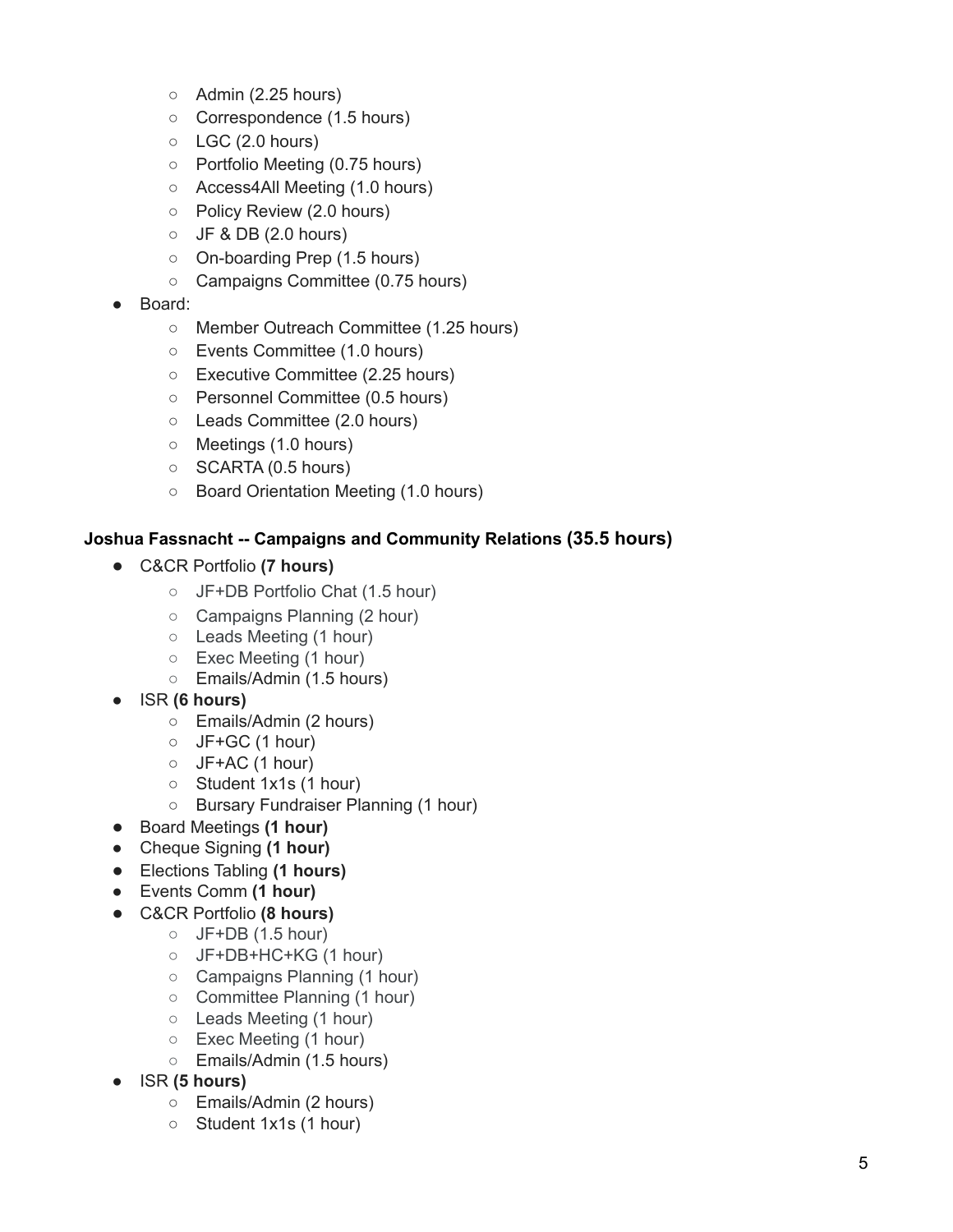- Admin (2.25 hours)
    - Correspondence (1.5 hours)
    - LGC (2.0 hours)
    - Portfolio Meeting (0.75 hours)
    - Access4All Meeting (1.0 hours)
    - Policy Review (2.0 hours)
    - JF & DB (2.0 hours)
    - On-boarding Prep (1.5 hours)
    - Campaigns Committee (0.75 hours)
- Board:
    - Member Outreach Committee (1.25 hours)
    - Events Committee (1.0 hours)
    - Executive Committee (2.25 hours)
    - Personnel Committee (0.5 hours)
    - Leads Committee (2.0 hours)
    - Meetings (1.0 hours)
    - SCARTA (0.5 hours)
    - Board Orientation Meeting (1.0 hours)

**Joshua Fassnacht -- Campaigns and Community Relations (35.5 hours)**

- C&CR Portfolio **(7 hours)**
    - JF+DB Portfolio Chat (1.5 hour)
    - Campaigns Planning (2 hour)
    - Leads Meeting (1 hour)
    - Exec Meeting (1 hour)
    - Emails/Admin (1.5 hours)
- ISR **(6 hours)**
    - Emails/Admin (2 hours)
    - JF+GC (1 hour)
    - JF+AC (1 hour)
    - Student 1x1s (1 hour)
    - Bursary Fundraiser Planning (1 hour)
- Board Meetings **(1 hour)**
- Cheque Signing **(1 hour)**
- Elections Tabling **(1 hours)**
- Events Comm **(1 hour)**
- C&CR Portfolio **(8 hours)**
    - JF+DB (1.5 hour)
    - JF+DB+HC+KG (1 hour)
    - Campaigns Planning (1 hour)
    - Committee Planning (1 hour)
    - Leads Meeting (1 hour)
    - Exec Meeting (1 hour)
    - Emails/Admin (1.5 hours)
- ISR **(5 hours)**
    - Emails/Admin (2 hours)
    - Student 1x1s (1 hour)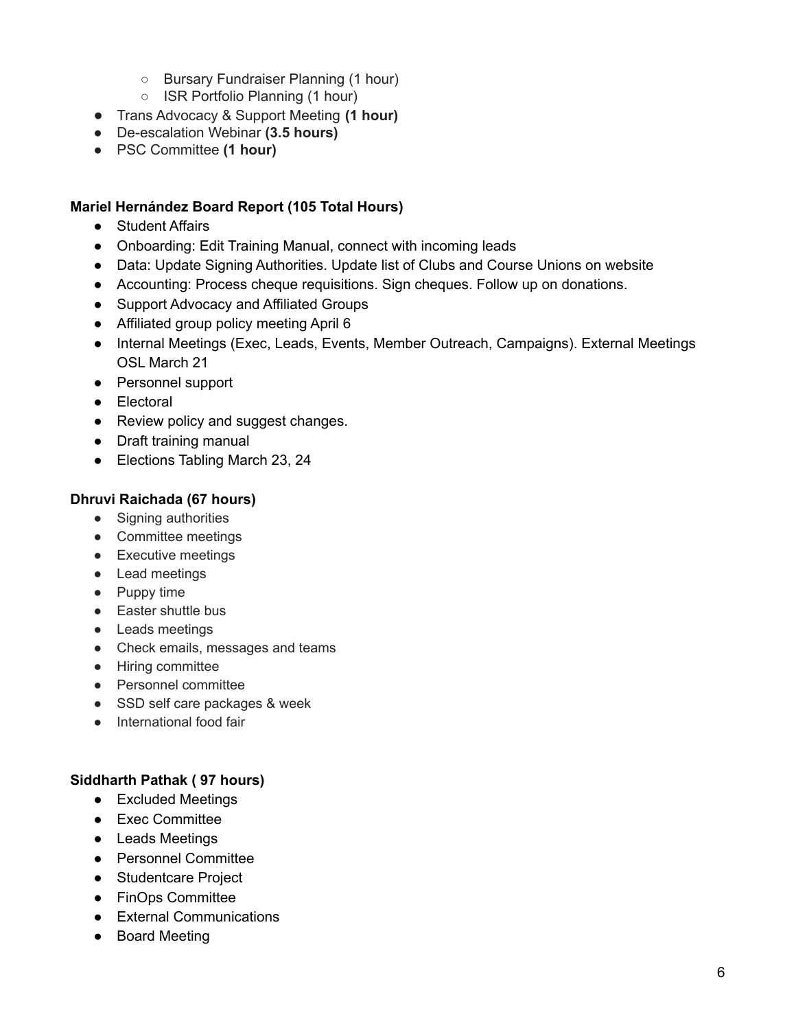- Bursary Fundraiser Planning (1 hour)
  - ISR Portfolio Planning (1 hour)
- Trans Advocacy & Support Meeting **(1 hour)**
- De-escalation Webinar **(3.5 hours)**
- PSC Committee **(1 hour)**

**Mariel Hernández Board Report (105 Total Hours)**

- Student Affairs
- Onboarding: Edit Training Manual, connect with incoming leads
- Data: Update Signing Authorities. Update list of Clubs and Course Unions on website
- Accounting: Process cheque requisitions. Sign cheques. Follow up on donations.
- Support Advocacy and Affiliated Groups
- Affiliated group policy meeting April 6
- Internal Meetings (Exec, Leads, Events, Member Outreach, Campaigns). External Meetings OSL March 21
- Personnel support
- Electoral
- Review policy and suggest changes.
- Draft training manual
- Elections Tabling March 23, 24

**Dhruvi Raichada (67 hours)**

- Signing authorities
- Committee meetings
- Executive meetings
- Lead meetings
- Puppy time
- Easter shuttle bus
- Leads meetings
- Check emails, messages and teams
- Hiring committee
- Personnel committee
- SSD self care packages & week
- International food fair

**Siddharth Pathak ( 97 hours)**

- Excluded Meetings
- Exec Committee
- Leads Meetings
- Personnel Committee
- Studentcare Project
- FinOps Committee
- External Communications
- Board Meeting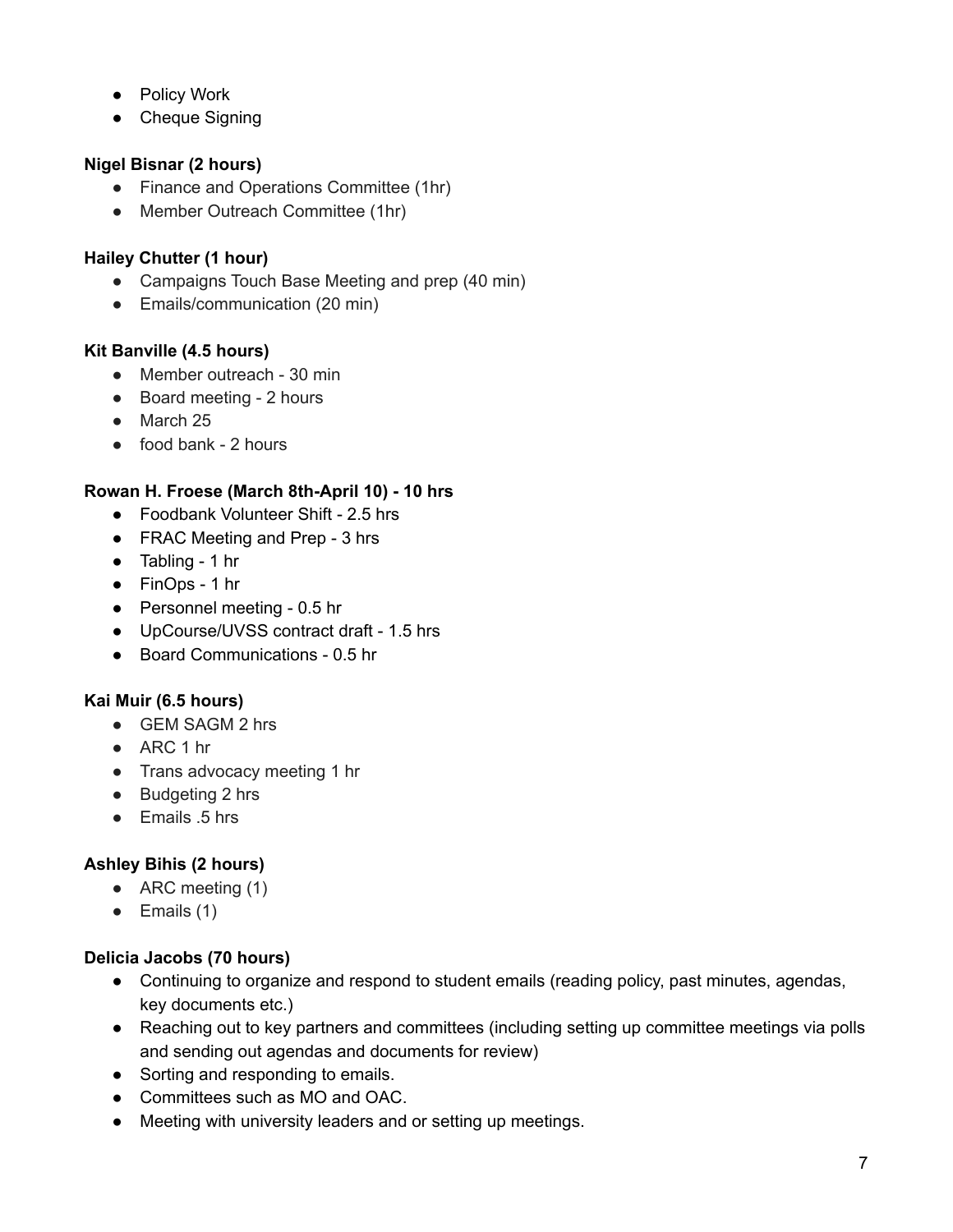- Policy Work
- Cheque Signing

**Nigel Bisnar (2 hours)**

- Finance and Operations Committee (1hr)
- Member Outreach Committee (1hr)

**Hailey Chutter (1 hour)**

- Campaigns Touch Base Meeting and prep (40 min)
- Emails/communication (20 min)

**Kit Banville (4.5 hours)**

- Member outreach - 30 min
- Board meeting - 2 hours
- March 25
- food bank - 2 hours

**Rowan H. Froese (March 8th-April 10) - 10 hrs**

- Foodbank Volunteer Shift - 2.5 hrs
- FRAC Meeting and Prep - 3 hrs
- Tabling - 1 hr
- FinOps - 1 hr
- Personnel meeting - 0.5 hr
- UpCourse/UVSS contract draft - 1.5 hrs
- Board Communications - 0.5 hr

**Kai Muir (6.5 hours)**

- GEM SAGM 2 hrs
- ARC 1 hr
- Trans advocacy meeting 1 hr
- Budgeting 2 hrs
- Emails .5 hrs

**Ashley Bihis (2 hours)**

- ARC meeting (1)
- Emails (1)

**Delicia Jacobs (70 hours)**

- Continuing to organize and respond to student emails (reading policy, past minutes, agendas, key documents etc.)
- Reaching out to key partners and committees (including setting up committee meetings via polls and sending out agendas and documents for review)
- Sorting and responding to emails.
- Committees such as MO and OAC.
- Meeting with university leaders and or setting up meetings.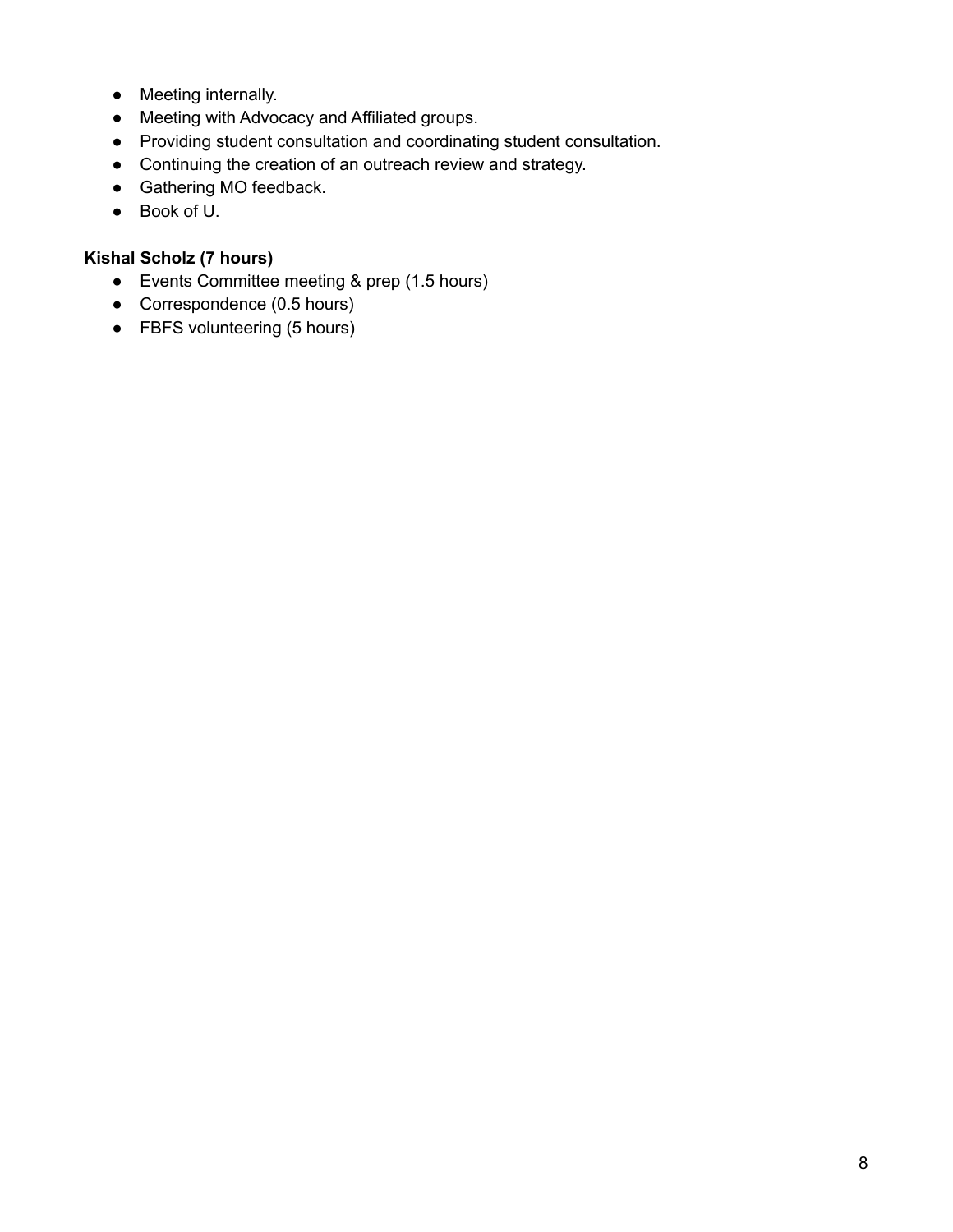- Meeting internally.
- Meeting with Advocacy and Affiliated groups.
- Providing student consultation and coordinating student consultation.
- Continuing the creation of an outreach review and strategy.
- Gathering MO feedback.
- Book of U.

**Kishal Scholz (7 hours)**

- Events Committee meeting & prep (1.5 hours)
- Correspondence (0.5 hours)
- FBFS volunteering (5 hours)